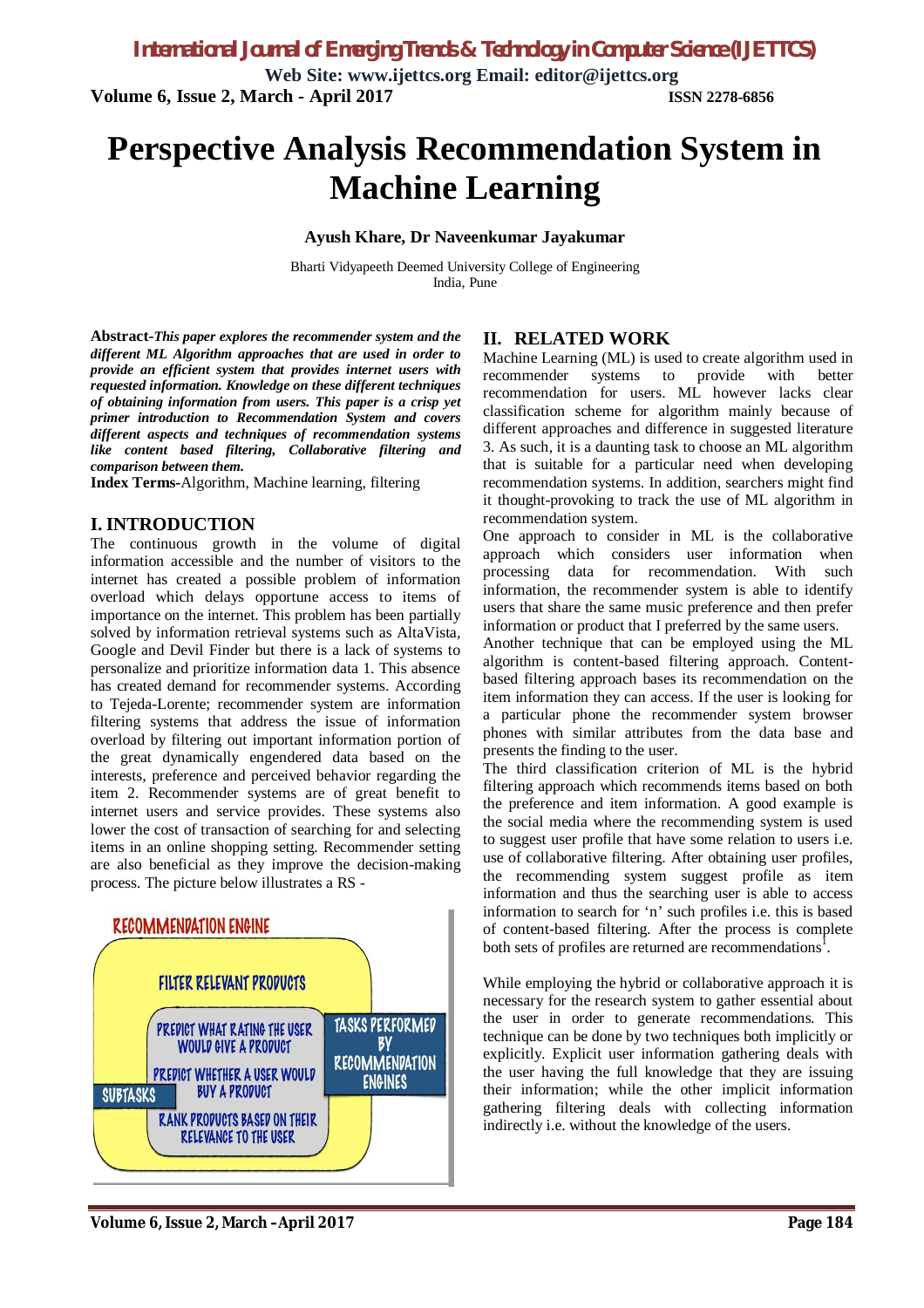# Perspective Analysis Recommendation System in Machine Learning

**Ayush Khare, Dr Naveenkumar Jayakumar**

Bharti Vidyapeeth Deemed University College of Engineering
India, Pune

**Abstract**-***This paper explores the recommender system and the different ML Algorithm approaches that are used in order to provide an efficient system that provides internet users with requested information. Knowledge on these different techniques of obtaining information from users. This paper is a crisp yet primer introduction to Recommendation System and covers different aspects and techniques of recommendation systems like content based filtering, Collaborative filtering and comparison between them.***

**Index Terms**-Algorithm, Machine learning, filtering

## I. INTRODUCTION

The continuous growth in the volume of digital information accessible and the number of visitors to the internet has created a possible problem of information overload which delays opportune access to items of importance on the internet. This problem has been partially solved by information retrieval systems such as AltaVista, Google and Devil Finder but there is a lack of systems to personalize and prioritize information data 1. This absence has created demand for recommender systems. According to Tejeda-Lorente; recommender system are information filtering systems that address the issue of information overload by filtering out important information portion of the great dynamically engendered data based on the interests, preference and perceived behavior regarding the item 2. Recommender systems are of great benefit to internet users and service provides. These systems also lower the cost of transaction of searching for and selecting items in an online shopping setting. Recommender setting are also beneficial as they improve the decision-making process. The picture below illustrates a RS -

RECOMMENDATION ENGINE

FILTER RELEVANT PRODUCTS

PREDICT WHAT RATING THE USER WOULD GIVE A PRODUCT

PREDICT WHETHER A USER WOULD BUY A PRODUCT

RANK PRODUCTS BASED ON THEIR RELEVANCE TO THE USER

SUBTASKS

TASKS PERFORMED BY RECOMMENDATION ENGINES

## II. RELATED WORK

Machine Learning (ML) is used to create algorithm used in recommender systems to provide with better recommendation for users. ML however lacks clear classification scheme for algorithm mainly because of different approaches and difference in suggested literature 3. As such, it is a daunting task to choose an ML algorithm that is suitable for a particular need when developing recommendation systems. In addition, searchers might find it thought-provoking to track the use of ML algorithm in recommendation system.

One approach to consider in ML is the collaborative approach which considers user information when processing data for recommendation. With such information, the recommender system is able to identify users that share the same music preference and then prefer information or product that I preferred by the same users.

Another technique that can be employed using the ML algorithm is content-based filtering approach. Content-based filtering approach bases its recommendation on the item information they can access. If the user is looking for a particular phone the recommender system browser phones with similar attributes from the data base and presents the finding to the user.

The third classification criterion of ML is the hybrid filtering approach which recommends items based on both the preference and item information. A good example is the social media where the recommending system is used to suggest user profile that have some relation to users i.e. use of collaborative filtering. After obtaining user profiles, the recommending system suggest profile as item information and thus the searching user is able to access information to search for 'n' such profiles i.e. this is based of content-based filtering. After the process is complete both sets of profiles are returned are recommendations[1].

While employing the hybrid or collaborative approach it is necessary for the research system to gather essential about the user in order to generate recommendations. This technique can be done by two techniques both implicitly or explicitly. Explicit user information gathering deals with the user having the full knowledge that they are issuing their information; while the other implicit information gathering filtering deals with collecting information indirectly i.e. without the knowledge of the users.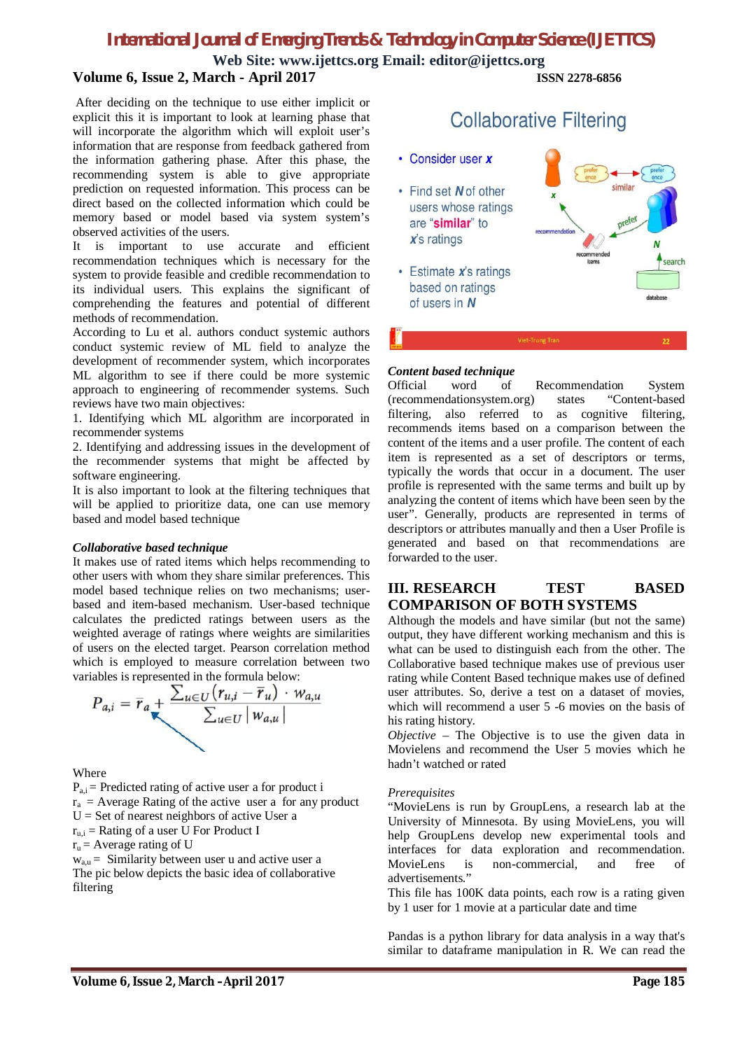After deciding on the technique to use either implicit or explicit this it is important to look at learning phase that will incorporate the algorithm which will exploit user's information that are response from feedback gathered from the information gathering phase. After this phase, the recommending system is able to give appropriate prediction on requested information. This process can be direct based on the collected information which could be memory based or model based via system system's observed activities of the users.

It is important to use accurate and efficient recommendation techniques which is necessary for the system to provide feasible and credible recommendation to its individual users. This explains the significant of comprehending the features and potential of different methods of recommendation.

According to Lu et al. authors conduct systemic authors conduct systemic review of ML field to analyze the development of recommender system, which incorporates ML algorithm to see if there could be more systemic approach to engineering of recommender systems. Such reviews have two main objectives:

1. Identifying which ML algorithm are incorporated in recommender systems
2. Identifying and addressing issues in the development of the recommender systems that might be affected by software engineering.

It is also important to look at the filtering techniques that will be applied to prioritize data, one can use memory based and model based technique

***Collaborative based technique***

It makes use of rated items which helps recommending to other users with whom they share similar preferences. This model based technique relies on two mechanisms; user-based and item-based mechanism. User-based technique calculates the predicted ratings between users as the weighted average of ratings where weights are similarities of users on the elected target. Pearson correlation method which is employed to measure correlation between two variables is represented in the formula below:

$$P_{a,i} = \bar{r}_a + \frac{\sum_{u \in U} (r_{u,i} - \bar{r}_u) \cdot w_{a,u}}{\sum_{u \in U} |w_{a,u}|}$$

Where

$P_{a,i}$ = Predicted rating of active user a for product i

$r_a$ = Average Rating of the active user a for any product

U = Set of nearest neighbors of active User a

$r_{u,i}$ = Rating of a user U For Product I

$r_u$ = Average rating of U

$w_{a,u}$ = Similarity between user u and active user a

The pic below depicts the basic idea of collaborative filtering

***Content based technique***

Official word of Recommendation System (recommendationsystem.org) states "Content-based filtering, also referred to as cognitive filtering, recommends items based on a comparison between the content of the items and a user profile. The content of each item is represented as a set of descriptors or terms, typically the words that occur in a document. The user profile is represented with the same terms and built up by analyzing the content of items which have been seen by the user". Generally, products are represented in terms of descriptors or attributes manually and then a User Profile is generated and based on that recommendations are forwarded to the user.

## III. RESEARCH TEST BASED COMPARISON OF BOTH SYSTEMS

Although the models and have similar (but not the same) output, they have different working mechanism and this is what can be used to distinguish each from the other. The Collaborative based technique makes use of previous user rating while Content Based technique makes use of defined user attributes. So, derive a test on a dataset of movies, which will recommend a user 5 -6 movies on the basis of his rating history.

*Objective* – The Objective is to use the given data in Movielens and recommend the User 5 movies which he hadn't watched or rated

*Prerequisites*

"MovieLens is run by GroupLens, a research lab at the University of Minnesota. By using MovieLens, you will help GroupLens develop new experimental tools and interfaces for data exploration and recommendation. MovieLens is non-commercial, and free of advertisements."

This file has 100K data points, each row is a rating given by 1 user for 1 movie at a particular date and time

Pandas is a python library for data analysis in a way that's similar to dataframe manipulation in R. We can read the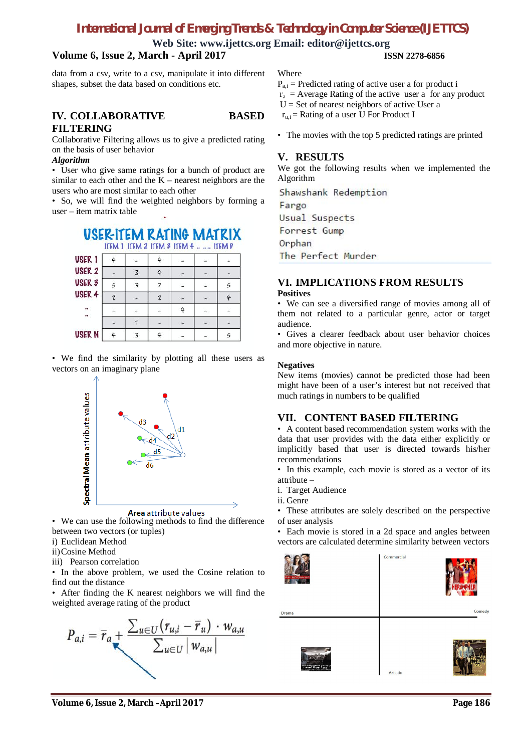data from a csv, write to a csv, manipulate it into different shapes, subset the data based on conditions etc.

## IV. COLLABORATIVE BASED FILTERING

Collaborative Filtering allows us to give a predicted rating on the basis of user behavior

***Algorithm***

- User who give same ratings for a bunch of product are similar to each other and the K – nearest neighbors are the users who are most similar to each other
- So, we will find the weighted neighbors by forming a user – item matrix table

USER-ITEM RATING MATRIX

| | ITEM 1 | ITEM 2 | ITEM 3 | ITEM 4 | .. .... | ITEM P |
|---|---|---|---|---|---|---|
| USER 1 | 4 | - | 4 | - | - | - |
| USER 2 | - | 3 | 4 | - | - | - |
| USER 3 | 5 | 3 | 2 | - | - | 5 |
| USER 4 | 2 | - | 2 | - | - | 4 |
| .. | - | - | - | 4 | - | - |
| .. | - | 1 | - | - | - | - |
| USER N | 4 | 3 | 4 | - | - | 5 |

- We find the similarity by plotting all these users as vectors on an imaginary plane

- We can use the following methods to find the difference between two vectors (or tuples)

i) Euclidean Method

ii) Cosine Method

iii) Pearson correlation

- In the above problem, we used the Cosine relation to find out the distance
- After finding the K nearest neighbors we will find the weighted average rating of the product

$$P_{a,i} = \bar{r}_a + \frac{\sum_{u \in U}(r_{u,i} - \bar{r}_u) \cdot w_{a,u}}{\sum_{u \in U} |w_{a,u}|}$$

Where

$P_{a,i}$ = Predicted rating of active user a for product i

$r_a$ = Average Rating of the active user a for any product

U = Set of nearest neighbors of active User a

$r_{u,i}$ = Rating of a user U For Product I

- The movies with the top 5 predicted ratings are printed

## V. RESULTS

We got the following results when we implemented the Algorithm

```
Shawshank Redemption
Fargo
Usual Suspects
Forrest Gump
Orphan
The Perfect Murder
```

## VI. IMPLICATIONS FROM RESULTS

**Positives**

- We can see a diversified range of movies among all of them not related to a particular genre, actor or target audience.
- Gives a clearer feedback about user behavior choices and more objective in nature.

**Negatives**

New items (movies) cannot be predicted those had been might have been of a user's interest but not received that much ratings in numbers to be qualified

## VII. CONTENT BASED FILTERING

- A content based recommendation system works with the data that user provides with the data either explicitly or implicitly based that user is directed towards his/her recommendations
- In this example, each movie is stored as a vector of its attribute –

i. Target Audience

ii. Genre

- These attributes are solely described on the perspective of user analysis
- Each movie is stored in a 2d space and angles between vectors are calculated determine similarity between vectors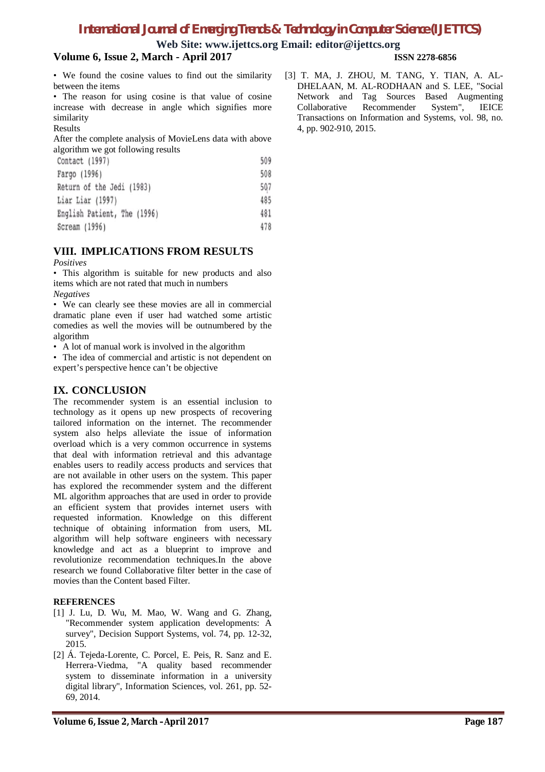• We found the cosine values to find out the similarity between the items

• The reason for using cosine is that value of cosine increase with decrease in angle which signifies more similarity

Results

After the complete analysis of MovieLens data with above algorithm we got following results

| | |
|---|---|
| Contact (1997) | 509 |
| Fargo (1996) | 508 |
| Return of the Jedi (1983) | 507 |
| Liar Liar (1997) | 485 |
| English Patient, The (1996) | 481 |
| Scream (1996) | 478 |

## VIII. IMPLICATIONS FROM RESULTS

*Positives*

• This algorithm is suitable for new products and also items which are not rated that much in numbers

*Negatives*

• We can clearly see these movies are all in commercial dramatic plane even if user had watched some artistic comedies as well the movies will be outnumbered by the algorithm

• A lot of manual work is involved in the algorithm

• The idea of commercial and artistic is not dependent on expert's perspective hence can't be objective

## IX. CONCLUSION

The recommender system is an essential inclusion to technology as it opens up new prospects of recovering tailored information on the internet. The recommender system also helps alleviate the issue of information overload which is a very common occurrence in systems that deal with information retrieval and this advantage enables users to readily access products and services that are not available in other users on the system. This paper has explored the recommender system and the different ML algorithm approaches that are used in order to provide an efficient system that provides internet users with requested information. Knowledge on this different technique of obtaining information from users, ML algorithm will help software engineers with necessary knowledge and act as a blueprint to improve and revolutionize recommendation techniques.In the above research we found Collaborative filter better in the case of movies than the Content based Filter.

### REFERENCES

[1] J. Lu, D. Wu, M. Mao, W. Wang and G. Zhang, "Recommender system application developments: A survey", Decision Support Systems, vol. 74, pp. 12-32, 2015.

[2] Á. Tejeda-Lorente, C. Porcel, E. Peis, R. Sanz and E. Herrera-Viedma, "A quality based recommender system to disseminate information in a university digital library", Information Sciences, vol. 261, pp. 52-69, 2014.

[3] T. MA, J. ZHOU, M. TANG, Y. TIAN, A. AL-DHELAAN, M. AL-RODHAAN and S. LEE, "Social Network and Tag Sources Based Augmenting Collaborative Recommender System", IEICE Transactions on Information and Systems, vol. 98, no. 4, pp. 902-910, 2015.